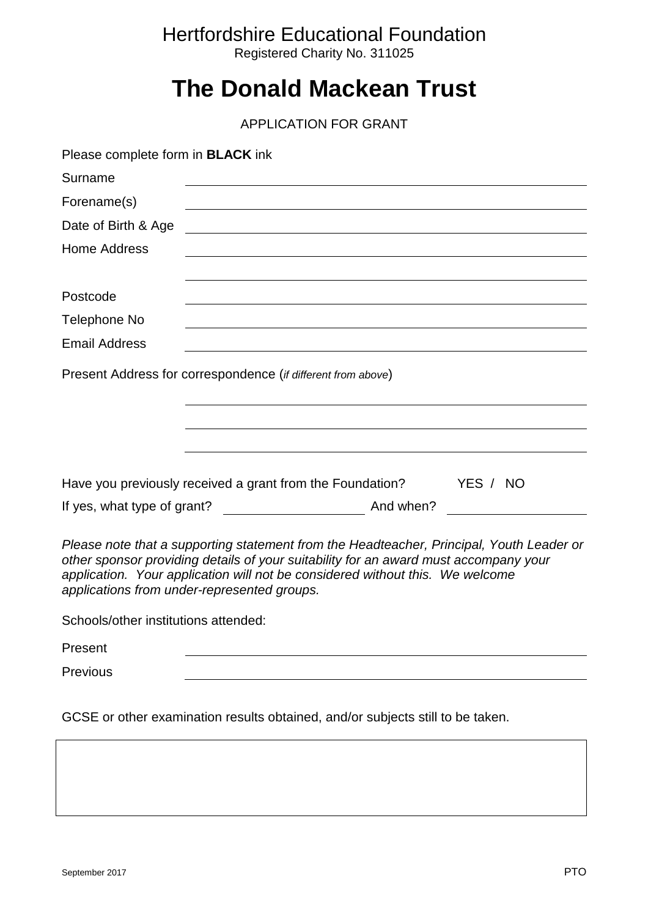Hertfordshire Educational Foundation

Registered Charity No. 311025

# The Donald Mackean Trust

APPLICATION FOR GRANT

Please complete form in **BLACK** ink

Surname ______________________________

Forename(s) ______________________________

Date of Birth & Age ______________________________

Home Address ______________________________

______________________________

Postcode ______________________________

Telephone No ______________________________

Email Address ______________________________

Present Address for correspondence (*if different from above*)

______________________________

______________________________

______________________________

Have you previously received a grant from the Foundation? YES / NO

If yes, what type of grant? ____________ And when? ____________

*Please note that a supporting statement from the Headteacher, Principal, Youth Leader or other sponsor providing details of your suitability for an award must accompany your application. Your application will not be considered without this. We welcome applications from under-represented groups.*

Schools/other institutions attended:

Present ______________________________

Previous ______________________________

GCSE or other examination results obtained, and/or subjects still to be taken.

|  |
|---|
|  |

September 2017

PTO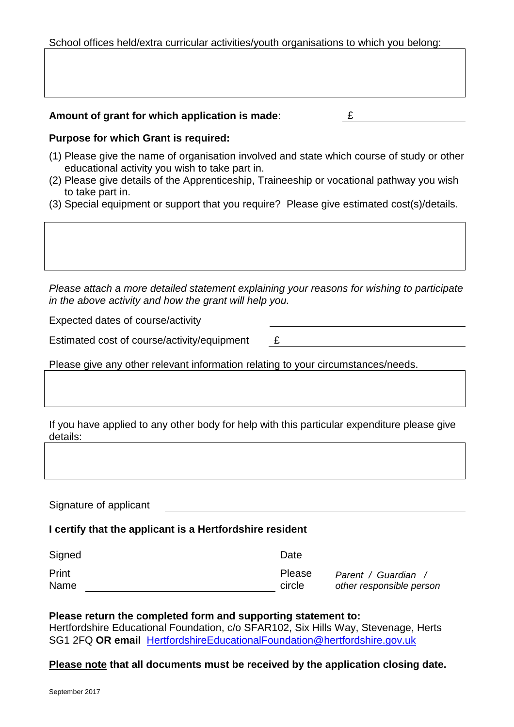School offices held/extra curricular activities/youth organisations to which you belong:

**Amount of grant for which application is made**: £ \_\_\_\_\_\_\_\_\_\_\_\_

**Purpose for which Grant is required:**

(1) Please give the name of organisation involved and state which course of study or other educational activity you wish to take part in.
(2) Please give details of the Apprenticeship, Traineeship or vocational pathway you wish to take part in.
(3) Special equipment or support that you require? Please give estimated cost(s)/details.

*Please attach a more detailed statement explaining your reasons for wishing to participate in the above activity and how the grant will help you.*

Expected dates of course/activity \_\_\_\_\_\_\_\_\_\_\_\_

Estimated cost of course/activity/equipment £ \_\_\_\_\_\_\_\_\_\_\_\_

Please give any other relevant information relating to your circumstances/needs.

If you have applied to any other body for help with this particular expenditure please give details:

Signature of applicant \_\_\_\_\_\_\_\_\_\_\_\_

**I certify that the applicant is a Hertfordshire resident**

Signed \_\_\_\_\_\_\_\_\_\_\_\_ Date \_\_\_\_\_\_\_\_\_\_\_\_

Print Name \_\_\_\_\_\_\_\_\_\_\_\_ Please circle *Parent / Guardian / other responsible person*

**Please return the completed form and supporting statement to:**
Hertfordshire Educational Foundation, c/o SFAR102, Six Hills Way, Stevenage, Herts SG1 2FQ **OR email** HertfordshireEducationalFoundation@hertfordshire.gov.uk

**<u>Please note</u> that all documents must be received by the application closing date.**

September 2017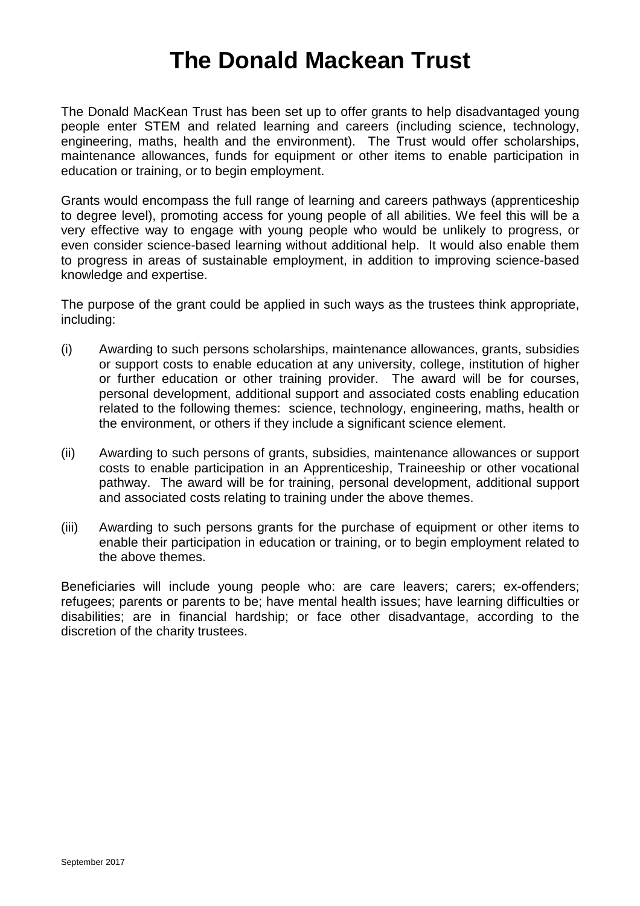# The Donald Mackean Trust

The Donald MacKean Trust has been set up to offer grants to help disadvantaged young people enter STEM and related learning and careers (including science, technology, engineering, maths, health and the environment). The Trust would offer scholarships, maintenance allowances, funds for equipment or other items to enable participation in education or training, or to begin employment.

Grants would encompass the full range of learning and careers pathways (apprenticeship to degree level), promoting access for young people of all abilities. We feel this will be a very effective way to engage with young people who would be unlikely to progress, or even consider science-based learning without additional help. It would also enable them to progress in areas of sustainable employment, in addition to improving science-based knowledge and expertise.

The purpose of the grant could be applied in such ways as the trustees think appropriate, including:

(i) Awarding to such persons scholarships, maintenance allowances, grants, subsidies or support costs to enable education at any university, college, institution of higher or further education or other training provider. The award will be for courses, personal development, additional support and associated costs enabling education related to the following themes: science, technology, engineering, maths, health or the environment, or others if they include a significant science element.

(ii) Awarding to such persons of grants, subsidies, maintenance allowances or support costs to enable participation in an Apprenticeship, Traineeship or other vocational pathway. The award will be for training, personal development, additional support and associated costs relating to training under the above themes.

(iii) Awarding to such persons grants for the purchase of equipment or other items to enable their participation in education or training, or to begin employment related to the above themes.

Beneficiaries will include young people who: are care leavers; carers; ex-offenders; refugees; parents or parents to be; have mental health issues; have learning difficulties or disabilities; are in financial hardship; or face other disadvantage, according to the discretion of the charity trustees.

September 2017